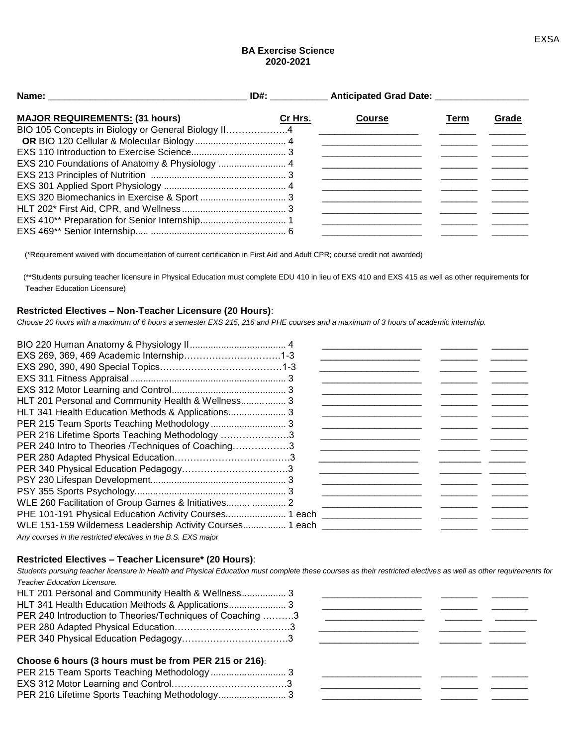EXSA

# BA Exercise Science
## 2020-2021

**Name:** ______________________________ **ID#:** __________ **Anticipated Grad Date:** ______________

| **MAJOR REQUIREMENTS: (31 hours)** | **Cr Hrs.** | **Course** | **Term** | **Grade** |
|---|---|---|---|---|
| BIO 105 Concepts in Biology or General Biology II | 4 | | | |
| **OR** BIO 120 Cellular & Molecular Biology | 4 | | | |
| EXS 110 Introduction to Exercise Science | 3 | | | |
| EXS 210 Foundations of Anatomy & Physiology | 4 | | | |
| EXS 213 Principles of Nutrition | 3 | | | |
| EXS 301 Applied Sport Physiology | 4 | | | |
| EXS 320 Biomechanics in Exercise & Sport | 3 | | | |
| HLT 202* First Aid, CPR, and Wellness | 3 | | | |
| EXS 410** Preparation for Senior Internship | 1 | | | |
| EXS 469** Senior Internship | 6 | | | |

(*Requirement waived with documentation of current certification in First Aid and Adult CPR; course credit not awarded)

(**Students pursuing teacher licensure in Physical Education must complete EDU 410 in lieu of EXS 410 and EXS 415 as well as other requirements for Teacher Education Licensure)

### Restricted Electives – Non-Teacher Licensure (20 Hours):

*Choose 20 hours with a maximum of 6 hours a semester EXS 215, 216 and PHE courses and a maximum of 3 hours of academic internship.*

| Course | Cr Hrs. | Course | Term | Grade |
|---|---|---|---|---|
| BIO 220 Human Anatomy & Physiology II | 4 | | | |
| EXS 269, 369, 469 Academic Internship | 1-3 | | | |
| EXS 290, 390, 490 Special Topics | 1-3 | | | |
| EXS 311 Fitness Appraisal | 3 | | | |
| EXS 312 Motor Learning and Control | 3 | | | |
| HLT 201 Personal and Community Health & Wellness | 3 | | | |
| HLT 341 Health Education Methods & Applications | 3 | | | |
| PER 215 Team Sports Teaching Methodology | 3 | | | |
| PER 216 Lifetime Sports Teaching Methodology | 3 | | | |
| PER 240 Intro to Theories /Techniques of Coaching | 3 | | | |
| PER 280 Adapted Physical Education | 3 | | | |
| PER 340 Physical Education Pedagogy | 3 | | | |
| PSY 230 Lifespan Development | 3 | | | |
| PSY 355 Sports Psychology | 3 | | | |
| WLE 260 Facilitation of Group Games & Initiatives | 2 | | | |
| PHE 101-191 Physical Education Activity Courses | 1 each | | | |
| WLE 151-159 Wilderness Leadership Activity Courses | 1 each | | | |

*Any courses in the restricted electives in the B.S. EXS major*

### Restricted Electives – Teacher Licensure* (20 Hours):

*Students pursuing teacher licensure in Health and Physical Education must complete these courses as their restricted electives as well as other requirements for Teacher Education Licensure.*

| Course | Cr Hrs. | Course | Term | Grade |
|---|---|---|---|---|
| HLT 201 Personal and Community Health & Wellness | 3 | | | |
| HLT 341 Health Education Methods & Applications | 3 | | | |
| PER 240 Introduction to Theories/Techniques of Coaching | 3 | | | |
| PER 280 Adapted Physical Education | 3 | | | |
| PER 340 Physical Education Pedagogy | 3 | | | |

**Choose 6 hours (3 hours must be from PER 215 or 216):**

| Course | Cr Hrs. | Course | Term | Grade |
|---|---|---|---|---|
| PER 215 Team Sports Teaching Methodology | 3 | | | |
| EXS 312 Motor Learning and Control | 3 | | | |
| PER 216 Lifetime Sports Teaching Methodology | 3 | | | |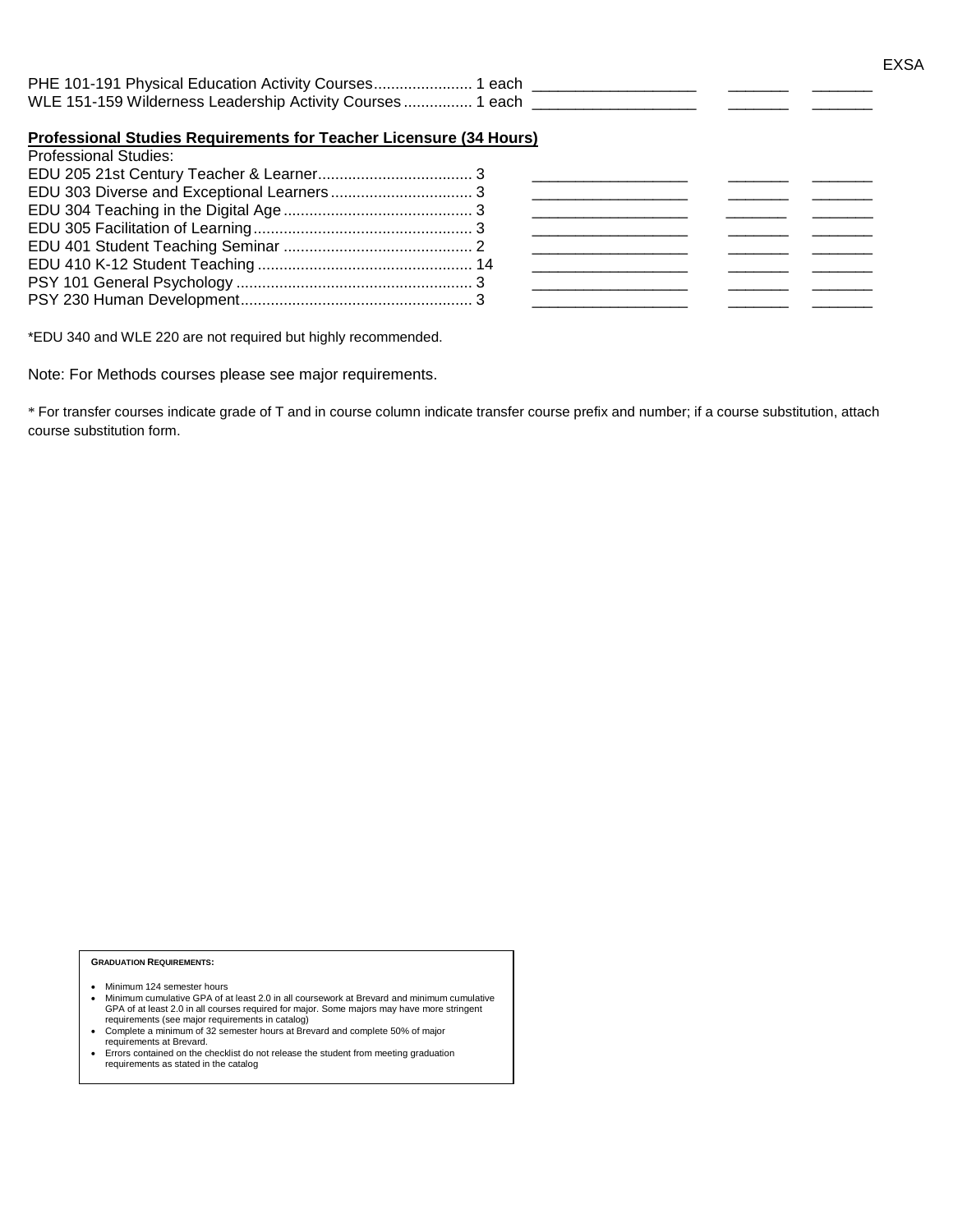PHE 101-191 Physical Education Activity Courses....................... 1 each \_\_\_\_\_\_\_\_\_\_\_\_\_\_\_\_\_\_ \_\_\_\_\_\_\_ \_\_\_\_\_\_\_

WLE 151-159 Wilderness Leadership Activity Courses ................ 1 each \_\_\_\_\_\_\_\_\_\_\_\_\_\_\_\_\_\_ \_\_\_\_\_\_\_ \_\_\_\_\_\_\_

**Professional Studies Requirements for Teacher Licensure (34 Hours)**

Professional Studies:

| | | | | |
|---|---|---|---|---|
| EDU 205 21st Century Teacher & Learner | 3 | ___________________ | _______ | _______ |
| EDU 303 Diverse and Exceptional Learners | 3 | ___________________ | _______ | _______ |
| EDU 304 Teaching in the Digital Age | 3 | ___________________ | _______ | _______ |
| EDU 305 Facilitation of Learning | 3 | ___________________ | _______ | _______ |
| EDU 401 Student Teaching Seminar | 2 | ___________________ | _______ | _______ |
| EDU 410 K-12 Student Teaching | 14 | ___________________ | _______ | _______ |
| PSY 101 General Psychology | 3 | ___________________ | _______ | _______ |
| PSY 230 Human Development | 3 | ___________________ | _______ | _______ |

*EDU 340 and WLE 220 are not required but highly recommended.

Note: For Methods courses please see major requirements.

* For transfer courses indicate grade of T and in course column indicate transfer course prefix and number; if a course substitution, attach course substitution form.

**GRADUATION REQUIREMENTS:**

- Minimum 124 semester hours
- Minimum cumulative GPA of at least 2.0 in all coursework at Brevard and minimum cumulative GPA of at least 2.0 in all courses required for major. Some majors may have more stringent requirements (see major requirements in catalog)
- Complete a minimum of 32 semester hours at Brevard and complete 50% of major requirements at Brevard.
- Errors contained on the checklist do not release the student from meeting graduation requirements as stated in the catalog